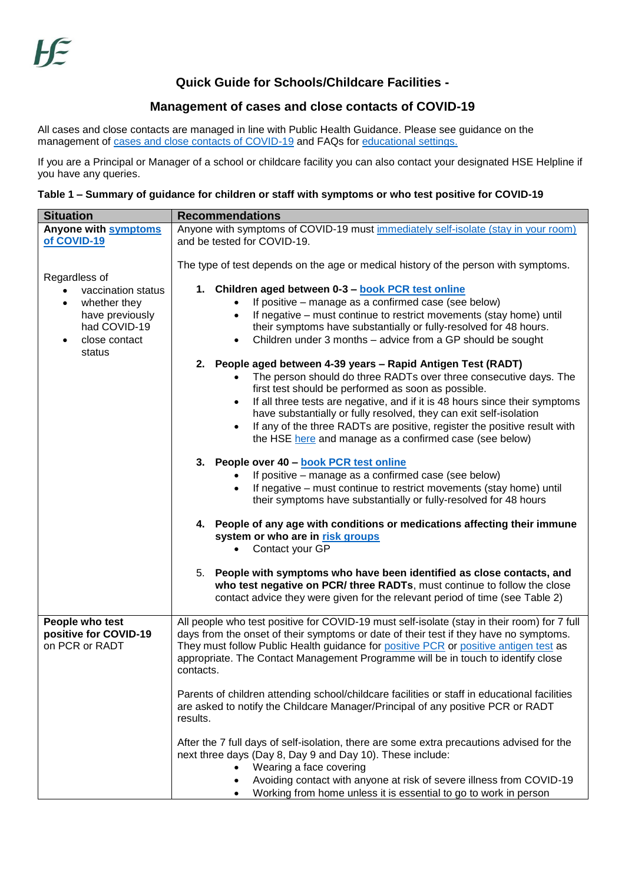## Quick Guide for Schools/Childcare Facilities -

## Management of cases and close contacts of COVID-19

All cases and close contacts are managed in line with Public Health Guidance. Please see guidance on the management of cases and close contacts of COVID-19 and FAQs for educational settings.

If you are a Principal or Manager of a school or childcare facility you can also contact your designated HSE Helpline if you have any queries.

**Table 1 – Summary of guidance for children or staff with symptoms or who test positive for COVID-19**

| Situation | Recommendations |
| --- | --- |
| **Anyone with symptoms of COVID-19**<br><br>Regardless of<br>• vaccination status<br>• whether they have previously had COVID-19<br>• close contact status | Anyone with symptoms of COVID-19 must immediately self-isolate (stay in your room) and be tested for COVID-19.<br><br>The type of test depends on the age or medical history of the person with symptoms.<br><br>**1. Children aged between 0-3 – book PCR test online**<br>• If positive – manage as a confirmed case (see below)<br>• If negative – must continue to restrict movements (stay home) until their symptoms have substantially or fully-resolved for 48 hours.<br>• Children under 3 months – advice from a GP should be sought<br><br>**2. People aged between 4-39 years – Rapid Antigen Test (RADT)**<br>• The person should do three RADTs over three consecutive days. The first test should be performed as soon as possible.<br>• If all three tests are negative, and if it is 48 hours since their symptoms have substantially or fully resolved, they can exit self-isolation<br>• If any of the three RADTs are positive, register the positive result with the HSE here and manage as a confirmed case (see below)<br><br>**3. People over 40 – book PCR test online**<br>• If positive – manage as a confirmed case (see below)<br>• If negative – must continue to restrict movements (stay home) until their symptoms have substantially or fully-resolved for 48 hours<br><br>**4. People of any age with conditions or medications affecting their immune system or who are in risk groups**<br>• Contact your GP<br><br>5. **People with symptoms who have been identified as close contacts, and who test negative on PCR/ three RADTs**, must continue to follow the close contact advice they were given for the relevant period of time (see Table 2) |
| **People who test positive for COVID-19** on PCR or RADT | All people who test positive for COVID-19 must self-isolate (stay in their room) for 7 full days from the onset of their symptoms or date of their test if they have no symptoms. They must follow Public Health guidance for positive PCR or positive antigen test as appropriate. The Contact Management Programme will be in touch to identify close contacts.<br><br>Parents of children attending school/childcare facilities or staff in educational facilities are asked to notify the Childcare Manager/Principal of any positive PCR or RADT results.<br><br>After the 7 full days of self-isolation, there are some extra precautions advised for the next three days (Day 8, Day 9 and Day 10). These include:<br>• Wearing a face covering<br>• Avoiding contact with anyone at risk of severe illness from COVID-19<br>• Working from home unless it is essential to go to work in person |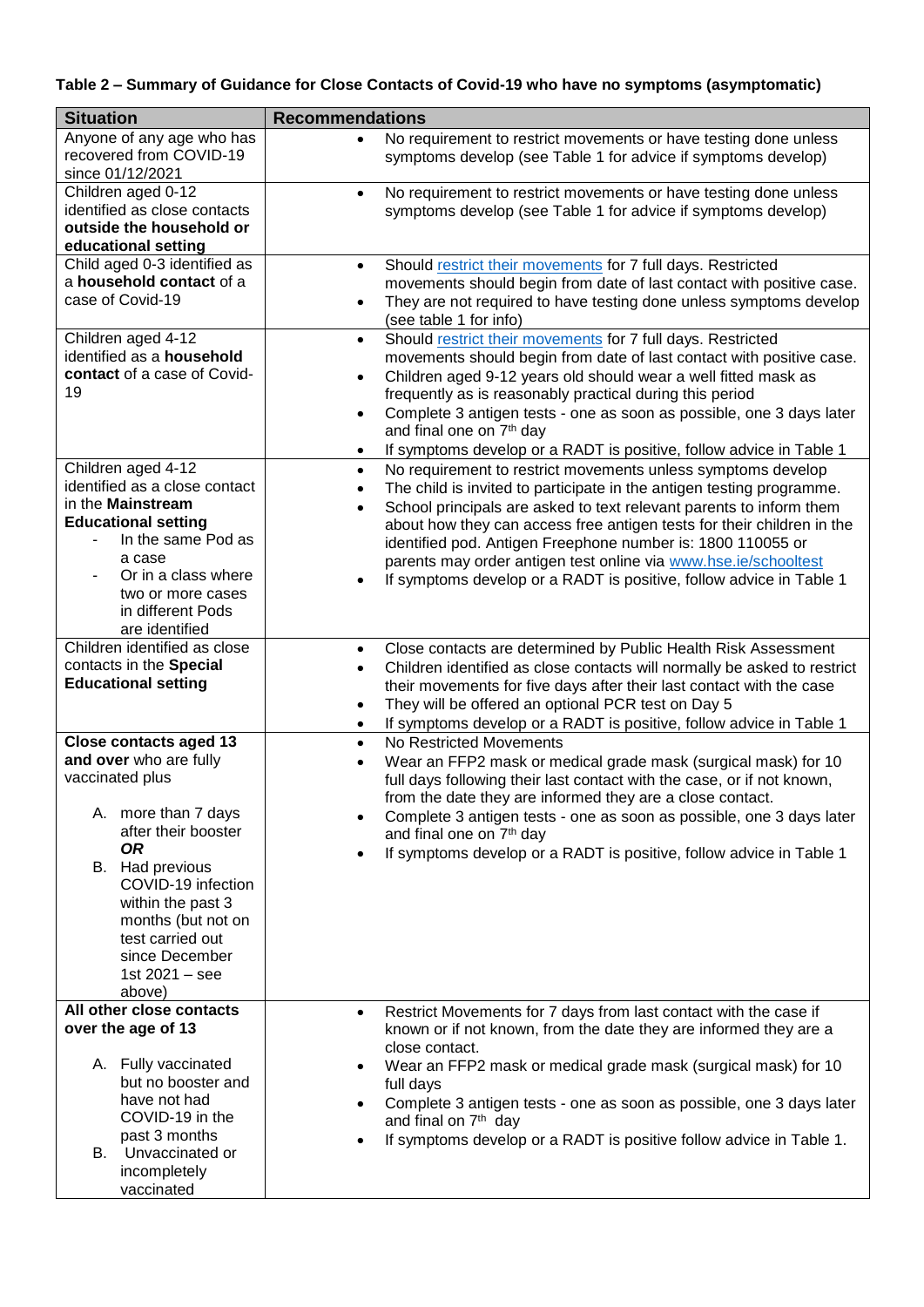**Table 2 – Summary of Guidance for Close Contacts of Covid-19 who have no symptoms (asymptomatic)**

| Situation | Recommendations |
|---|---|
| Anyone of any age who has recovered from COVID-19 since 01/12/2021 | • No requirement to restrict movements or have testing done unless symptoms develop (see Table 1 for advice if symptoms develop) |
| Children aged 0-12 identified as close contacts **outside the household or educational setting** | • No requirement to restrict movements or have testing done unless symptoms develop (see Table 1 for advice if symptoms develop) |
| Child aged 0-3 identified as a **household contact** of a case of Covid-19 | • Should restrict their movements for 7 full days. Restricted movements should begin from date of last contact with positive case.<br>• They are not required to have testing done unless symptoms develop (see table 1 for info) |
| Children aged 4-12 identified as a **household contact** of a case of Covid-19 | • Should restrict their movements for 7 full days. Restricted movements should begin from date of last contact with positive case.<br>• Children aged 9-12 years old should wear a well fitted mask as frequently as is reasonably practical during this period<br>• Complete 3 antigen tests - one as soon as possible, one 3 days later and final one on 7th day<br>• If symptoms develop or a RADT is positive, follow advice in Table 1 |
| Children aged 4-12 identified as a close contact in the **Mainstream Educational setting**<br>- In the same Pod as a case<br>- Or in a class where two or more cases in different Pods are identified | • No requirement to restrict movements unless symptoms develop<br>• The child is invited to participate in the antigen testing programme.<br>• School principals are asked to text relevant parents to inform them about how they can access free antigen tests for their children in the identified pod. Antigen Freephone number is: 1800 110055 or parents may order antigen test online via www.hse.ie/schooltest<br>• If symptoms develop or a RADT is positive, follow advice in Table 1 |
| Children identified as close contacts in the **Special Educational setting** | • Close contacts are determined by Public Health Risk Assessment<br>• Children identified as close contacts will normally be asked to restrict their movements for five days after their last contact with the case<br>• They will be offered an optional PCR test on Day 5<br>• If symptoms develop or a RADT is positive, follow advice in Table 1 |
| **Close contacts aged 13 and over** who are fully vaccinated plus<br>A. more than 7 days after their booster ***OR***<br>B. Had previous COVID-19 infection within the past 3 months (but not on test carried out since December 1st 2021 – see above) | • No Restricted Movements<br>• Wear an FFP2 mask or medical grade mask (surgical mask) for 10 full days following their last contact with the case, or if not known, from the date they are informed they are a close contact.<br>• Complete 3 antigen tests - one as soon as possible, one 3 days later and final one on 7th day<br>• If symptoms develop or a RADT is positive, follow advice in Table 1 |
| **All other close contacts over the age of 13**<br>A. Fully vaccinated but no booster and have not had COVID-19 in the past 3 months<br>B. Unvaccinated or incompletely vaccinated | • Restrict Movements for 7 days from last contact with the case if known or if not known, from the date they are informed they are a close contact.<br>• Wear an FFP2 mask or medical grade mask (surgical mask) for 10 full days<br>• Complete 3 antigen tests - one as soon as possible, one 3 days later and final on 7th day<br>• If symptoms develop or a RADT is positive follow advice in Table 1. |